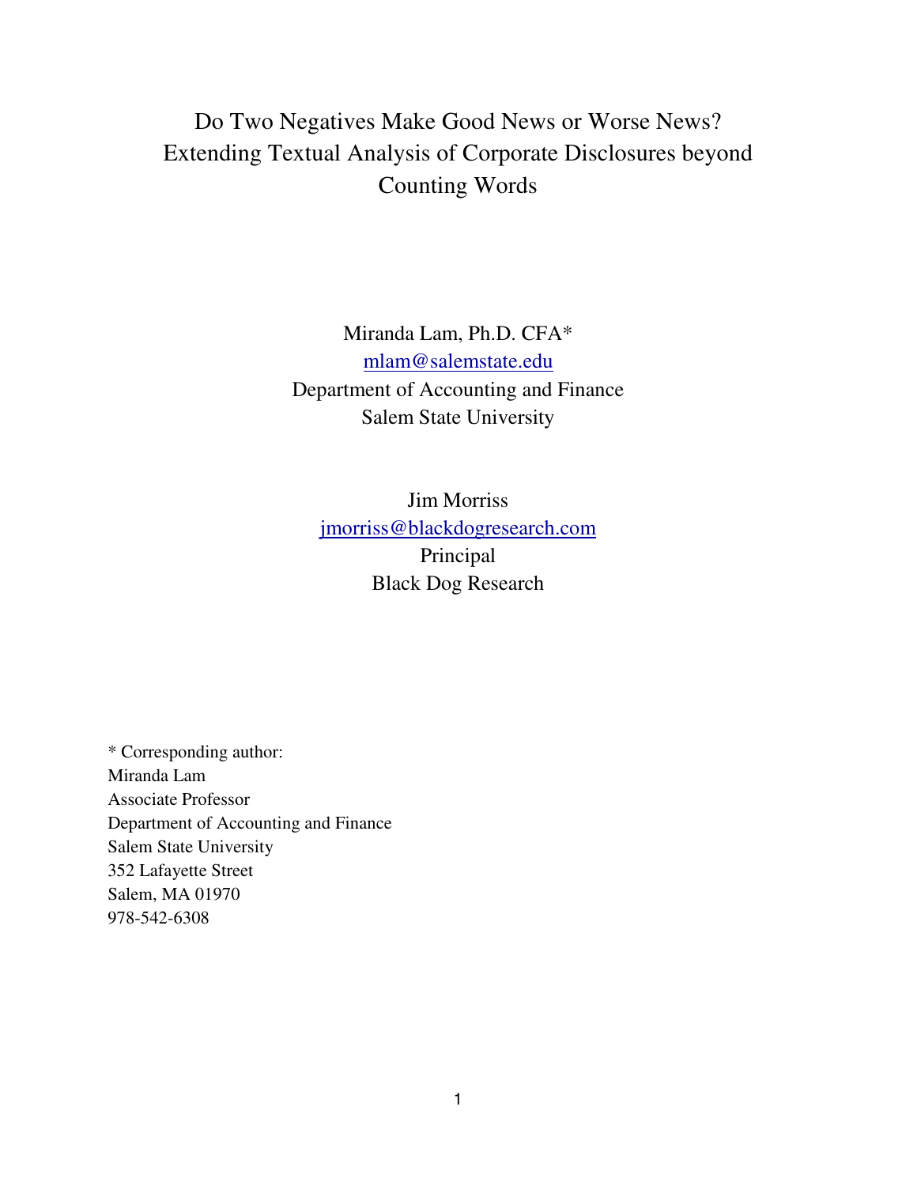# Do Two Negatives Make Good News or Worse News? Extending Textual Analysis of Corporate Disclosures beyond Counting Words

Miranda Lam, Ph.D. CFA*
mlam@salemstate.edu
Department of Accounting and Finance
Salem State University

Jim Morriss
jmorriss@blackdogresearch.com
Principal
Black Dog Research

\* Corresponding author:
Miranda Lam
Associate Professor
Department of Accounting and Finance
Salem State University
352 Lafayette Street
Salem, MA 01970
978-542-6308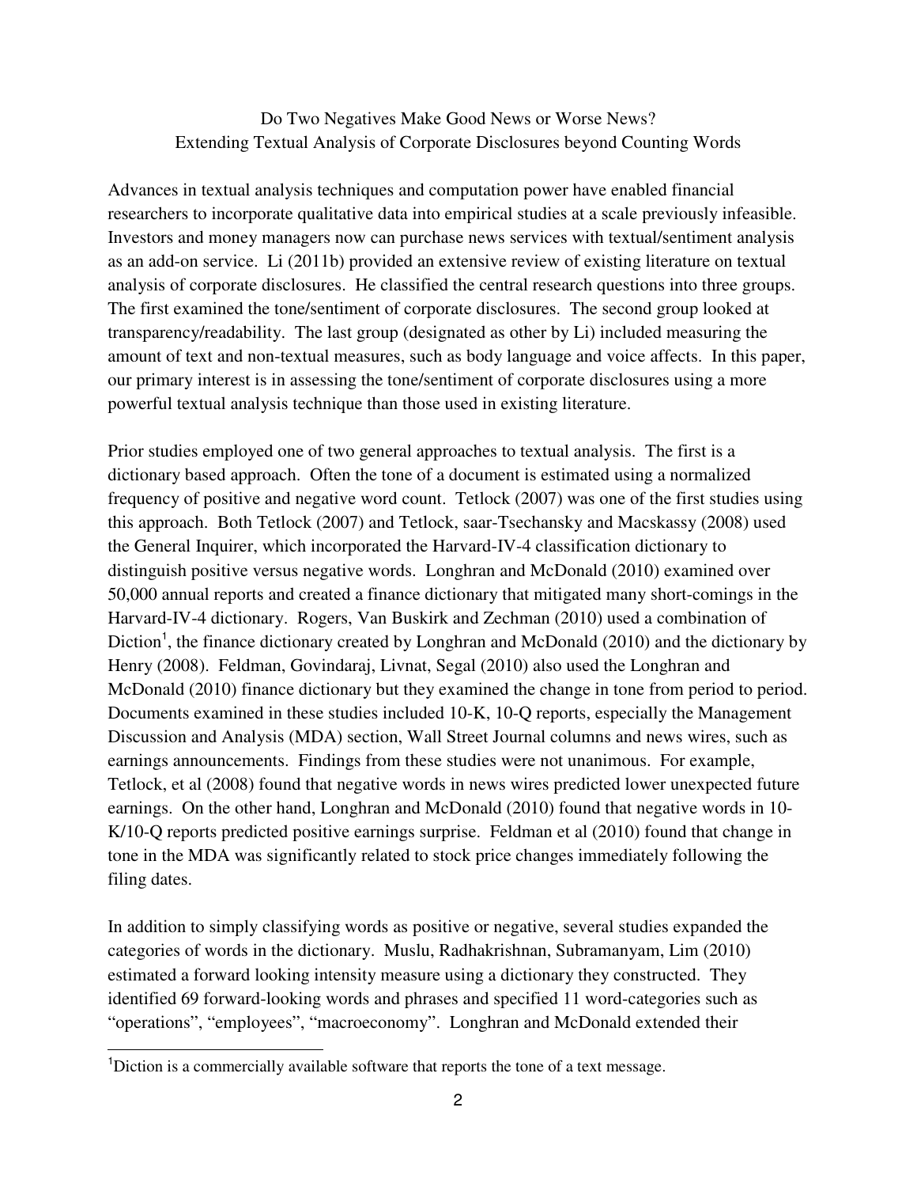Do Two Negatives Make Good News or Worse News?
Extending Textual Analysis of Corporate Disclosures beyond Counting Words

Advances in textual analysis techniques and computation power have enabled financial researchers to incorporate qualitative data into empirical studies at a scale previously infeasible. Investors and money managers now can purchase news services with textual/sentiment analysis as an add-on service. Li (2011b) provided an extensive review of existing literature on textual analysis of corporate disclosures. He classified the central research questions into three groups. The first examined the tone/sentiment of corporate disclosures. The second group looked at transparency/readability. The last group (designated as other by Li) included measuring the amount of text and non-textual measures, such as body language and voice affects. In this paper, our primary interest is in assessing the tone/sentiment of corporate disclosures using a more powerful textual analysis technique than those used in existing literature.

Prior studies employed one of two general approaches to textual analysis. The first is a dictionary based approach. Often the tone of a document is estimated using a normalized frequency of positive and negative word count. Tetlock (2007) was one of the first studies using this approach. Both Tetlock (2007) and Tetlock, saar-Tsechansky and Macskassy (2008) used the General Inquirer, which incorporated the Harvard-IV-4 classification dictionary to distinguish positive versus negative words. Longhran and McDonald (2010) examined over 50,000 annual reports and created a finance dictionary that mitigated many short-comings in the Harvard-IV-4 dictionary. Rogers, Van Buskirk and Zechman (2010) used a combination of Diction[1], the finance dictionary created by Longhran and McDonald (2010) and the dictionary by Henry (2008). Feldman, Govindaraj, Livnat, Segal (2010) also used the Longhran and McDonald (2010) finance dictionary but they examined the change in tone from period to period. Documents examined in these studies included 10-K, 10-Q reports, especially the Management Discussion and Analysis (MDA) section, Wall Street Journal columns and news wires, such as earnings announcements. Findings from these studies were not unanimous. For example, Tetlock, et al (2008) found that negative words in news wires predicted lower unexpected future earnings. On the other hand, Longhran and McDonald (2010) found that negative words in 10-K/10-Q reports predicted positive earnings surprise. Feldman et al (2010) found that change in tone in the MDA was significantly related to stock price changes immediately following the filing dates.

In addition to simply classifying words as positive or negative, several studies expanded the categories of words in the dictionary. Muslu, Radhakrishnan, Subramanyam, Lim (2010) estimated a forward looking intensity measure using a dictionary they constructed. They identified 69 forward-looking words and phrases and specified 11 word-categories such as "operations", "employees", "macroeconomy". Longhran and McDonald extended their

[1] Diction is a commercially available software that reports the tone of a text message.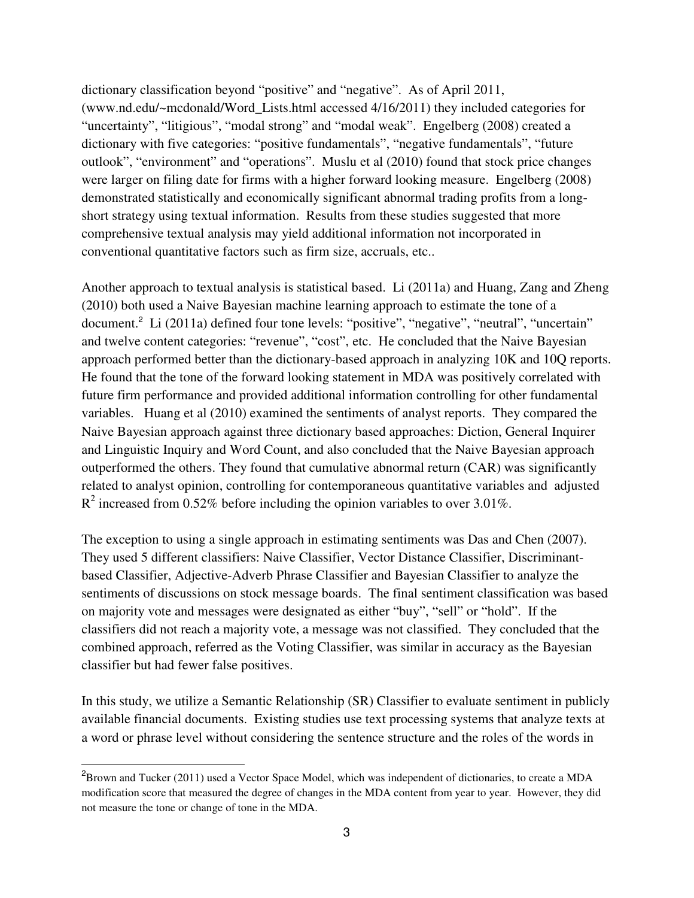dictionary classification beyond "positive" and "negative". As of April 2011, (www.nd.edu/~mcdonald/Word_Lists.html accessed 4/16/2011) they included categories for "uncertainty", "litigious", "modal strong" and "modal weak". Engelberg (2008) created a dictionary with five categories: "positive fundamentals", "negative fundamentals", "future outlook", "environment" and "operations". Muslu et al (2010) found that stock price changes were larger on filing date for firms with a higher forward looking measure. Engelberg (2008) demonstrated statistically and economically significant abnormal trading profits from a long-short strategy using textual information. Results from these studies suggested that more comprehensive textual analysis may yield additional information not incorporated in conventional quantitative factors such as firm size, accruals, etc..

Another approach to textual analysis is statistical based. Li (2011a) and Huang, Zang and Zheng (2010) both used a Naive Bayesian machine learning approach to estimate the tone of a document.[2] Li (2011a) defined four tone levels: "positive", "negative", "neutral", "uncertain" and twelve content categories: "revenue", "cost", etc. He concluded that the Naive Bayesian approach performed better than the dictionary-based approach in analyzing 10K and 10Q reports. He found that the tone of the forward looking statement in MDA was positively correlated with future firm performance and provided additional information controlling for other fundamental variables. Huang et al (2010) examined the sentiments of analyst reports. They compared the Naive Bayesian approach against three dictionary based approaches: Diction, General Inquirer and Linguistic Inquiry and Word Count, and also concluded that the Naive Bayesian approach outperformed the others. They found that cumulative abnormal return (CAR) was significantly related to analyst opinion, controlling for contemporaneous quantitative variables and adjusted $R^2$ increased from 0.52% before including the opinion variables to over 3.01%.

The exception to using a single approach in estimating sentiments was Das and Chen (2007). They used 5 different classifiers: Naive Classifier, Vector Distance Classifier, Discriminant-based Classifier, Adjective-Adverb Phrase Classifier and Bayesian Classifier to analyze the sentiments of discussions on stock message boards. The final sentiment classification was based on majority vote and messages were designated as either "buy", "sell" or "hold". If the classifiers did not reach a majority vote, a message was not classified. They concluded that the combined approach, referred as the Voting Classifier, was similar in accuracy as the Bayesian classifier but had fewer false positives.

In this study, we utilize a Semantic Relationship (SR) Classifier to evaluate sentiment in publicly available financial documents. Existing studies use text processing systems that analyze texts at a word or phrase level without considering the sentence structure and the roles of the words in

---

[2] Brown and Tucker (2011) used a Vector Space Model, which was independent of dictionaries, to create a MDA modification score that measured the degree of changes in the MDA content from year to year. However, they did not measure the tone or change of tone in the MDA.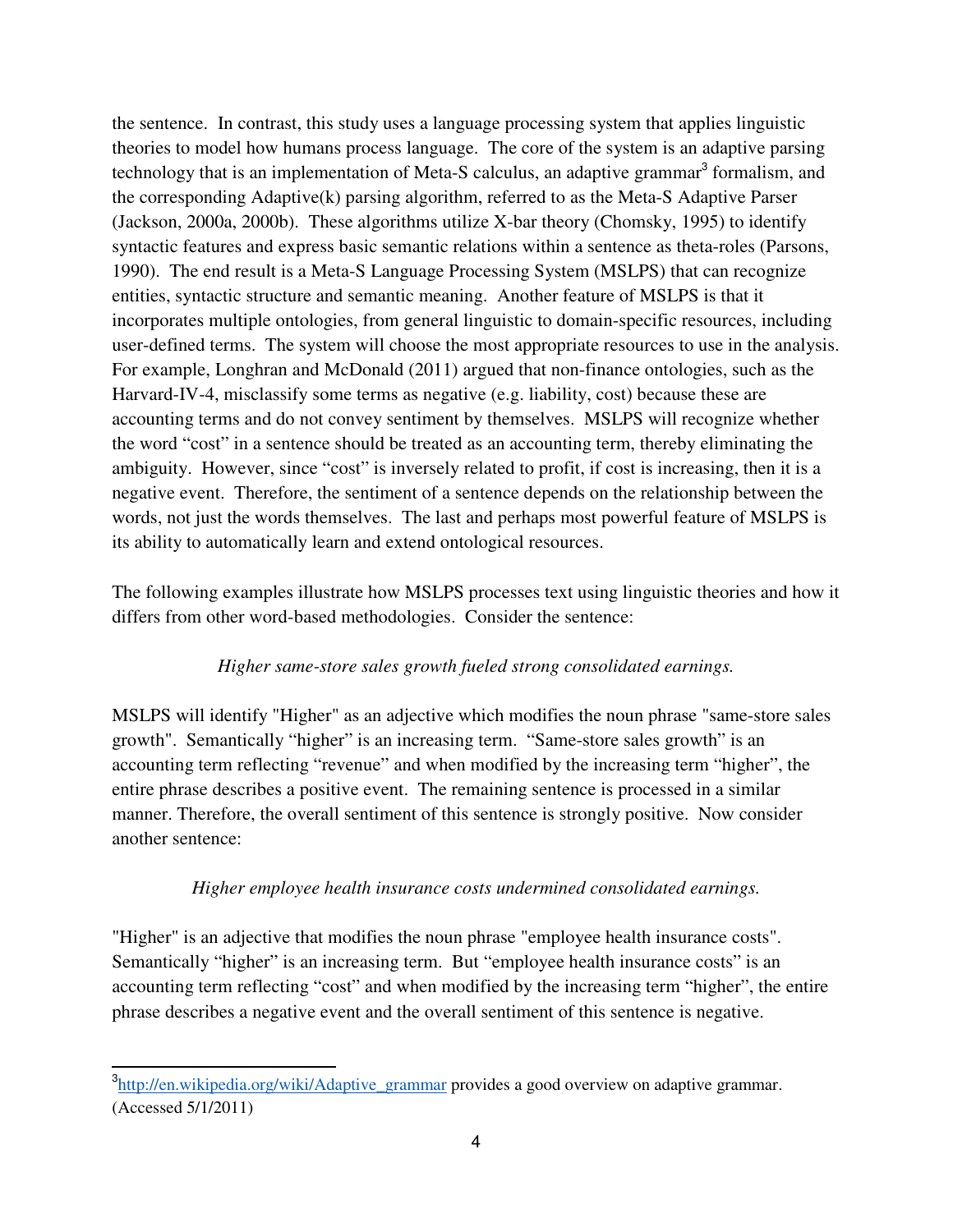the sentence. In contrast, this study uses a language processing system that applies linguistic theories to model how humans process language. The core of the system is an adaptive parsing technology that is an implementation of Meta-S calculus, an adaptive grammar[3] formalism, and the corresponding Adaptive(k) parsing algorithm, referred to as the Meta-S Adaptive Parser (Jackson, 2000a, 2000b). These algorithms utilize X-bar theory (Chomsky, 1995) to identify syntactic features and express basic semantic relations within a sentence as theta-roles (Parsons, 1990). The end result is a Meta-S Language Processing System (MSLPS) that can recognize entities, syntactic structure and semantic meaning. Another feature of MSLPS is that it incorporates multiple ontologies, from general linguistic to domain-specific resources, including user-defined terms. The system will choose the most appropriate resources to use in the analysis. For example, Longhran and McDonald (2011) argued that non-finance ontologies, such as the Harvard-IV-4, misclassify some terms as negative (e.g. liability, cost) because these are accounting terms and do not convey sentiment by themselves. MSLPS will recognize whether the word "cost" in a sentence should be treated as an accounting term, thereby eliminating the ambiguity. However, since "cost" is inversely related to profit, if cost is increasing, then it is a negative event. Therefore, the sentiment of a sentence depends on the relationship between the words, not just the words themselves. The last and perhaps most powerful feature of MSLPS is its ability to automatically learn and extend ontological resources.

The following examples illustrate how MSLPS processes text using linguistic theories and how it differs from other word-based methodologies. Consider the sentence:

*Higher same-store sales growth fueled strong consolidated earnings.*

MSLPS will identify "Higher" as an adjective which modifies the noun phrase "same-store sales growth". Semantically "higher" is an increasing term. "Same-store sales growth" is an accounting term reflecting "revenue" and when modified by the increasing term "higher", the entire phrase describes a positive event. The remaining sentence is processed in a similar manner. Therefore, the overall sentiment of this sentence is strongly positive. Now consider another sentence:

*Higher employee health insurance costs undermined consolidated earnings.*

"Higher" is an adjective that modifies the noun phrase "employee health insurance costs". Semantically "higher" is an increasing term. But "employee health insurance costs" is an accounting term reflecting "cost" and when modified by the increasing term "higher", the entire phrase describes a negative event and the overall sentiment of this sentence is negative.

---

[3] http://en.wikipedia.org/wiki/Adaptive_grammar provides a good overview on adaptive grammar. (Accessed 5/1/2011)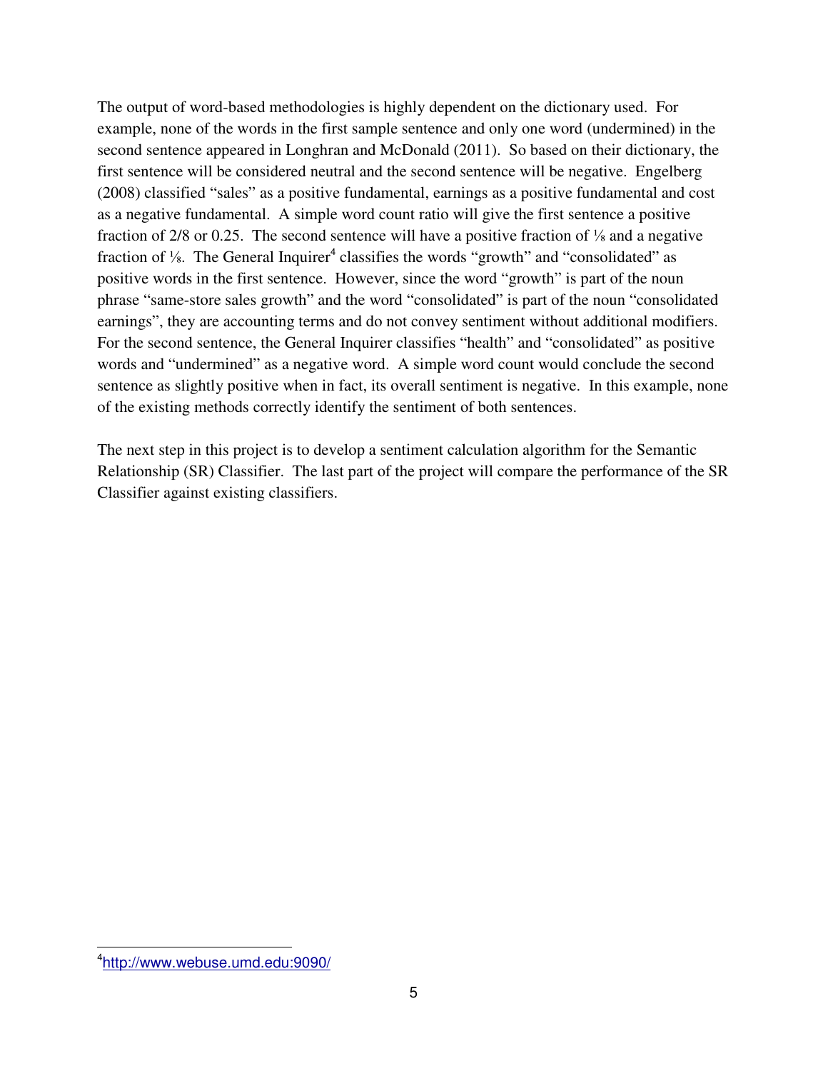The output of word-based methodologies is highly dependent on the dictionary used. For example, none of the words in the first sample sentence and only one word (undermined) in the second sentence appeared in Longhran and McDonald (2011). So based on their dictionary, the first sentence will be considered neutral and the second sentence will be negative. Engelberg (2008) classified "sales" as a positive fundamental, earnings as a positive fundamental and cost as a negative fundamental. A simple word count ratio will give the first sentence a positive fraction of 2/8 or 0.25. The second sentence will have a positive fraction of ⅛ and a negative fraction of ⅛. The General Inquirer[4] classifies the words "growth" and "consolidated" as positive words in the first sentence. However, since the word "growth" is part of the noun phrase "same-store sales growth" and the word "consolidated" is part of the noun "consolidated earnings", they are accounting terms and do not convey sentiment without additional modifiers. For the second sentence, the General Inquirer classifies "health" and "consolidated" as positive words and "undermined" as a negative word. A simple word count would conclude the second sentence as slightly positive when in fact, its overall sentiment is negative. In this example, none of the existing methods correctly identify the sentiment of both sentences.

The next step in this project is to develop a sentiment calculation algorithm for the Semantic Relationship (SR) Classifier. The last part of the project will compare the performance of the SR Classifier against existing classifiers.

---

[4] http://www.webuse.umd.edu:9090/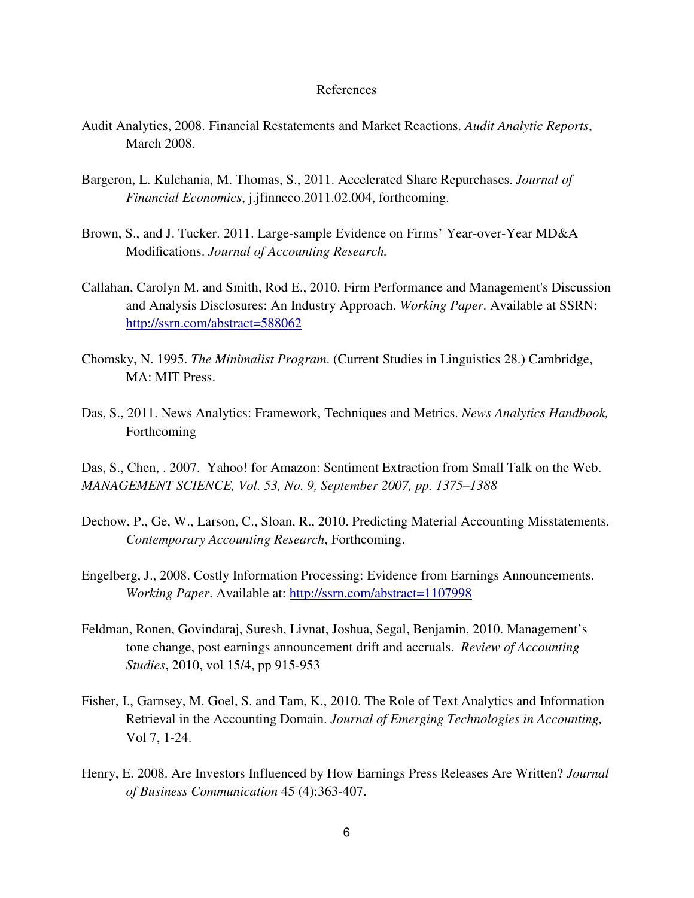# References

Audit Analytics, 2008. Financial Restatements and Market Reactions. *Audit Analytic Reports*, March 2008.

Bargeron, L. Kulchania, M. Thomas, S., 2011. Accelerated Share Repurchases. *Journal of Financial Economics*, j.jfinneco.2011.02.004, forthcoming.

Brown, S., and J. Tucker. 2011. Large-sample Evidence on Firms' Year-over-Year MD&A Modifications. *Journal of Accounting Research.*

Callahan, Carolyn M. and Smith, Rod E., 2010. Firm Performance and Management's Discussion and Analysis Disclosures: An Industry Approach. *Working Paper*. Available at SSRN: http://ssrn.com/abstract=588062

Chomsky, N. 1995. *The Minimalist Program*. (Current Studies in Linguistics 28.) Cambridge, MA: MIT Press.

Das, S., 2011. News Analytics: Framework, Techniques and Metrics. *News Analytics Handbook,* Forthcoming

Das, S., Chen, . 2007. Yahoo! for Amazon: Sentiment Extraction from Small Talk on the Web. *MANAGEMENT SCIENCE, Vol. 53, No. 9, September 2007, pp. 1375–1388*

Dechow, P., Ge, W., Larson, C., Sloan, R., 2010. Predicting Material Accounting Misstatements. *Contemporary Accounting Research*, Forthcoming.

Engelberg, J., 2008. Costly Information Processing: Evidence from Earnings Announcements. *Working Paper*. Available at: http://ssrn.com/abstract=1107998

Feldman, Ronen, Govindaraj, Suresh, Livnat, Joshua, Segal, Benjamin, 2010. Management's tone change, post earnings announcement drift and accruals. *Review of Accounting Studies*, 2010, vol 15/4, pp 915-953

Fisher, I., Garnsey, M. Goel, S. and Tam, K., 2010. The Role of Text Analytics and Information Retrieval in the Accounting Domain. *Journal of Emerging Technologies in Accounting,* Vol 7, 1-24.

Henry, E. 2008. Are Investors Influenced by How Earnings Press Releases Are Written? *Journal of Business Communication* 45 (4):363-407.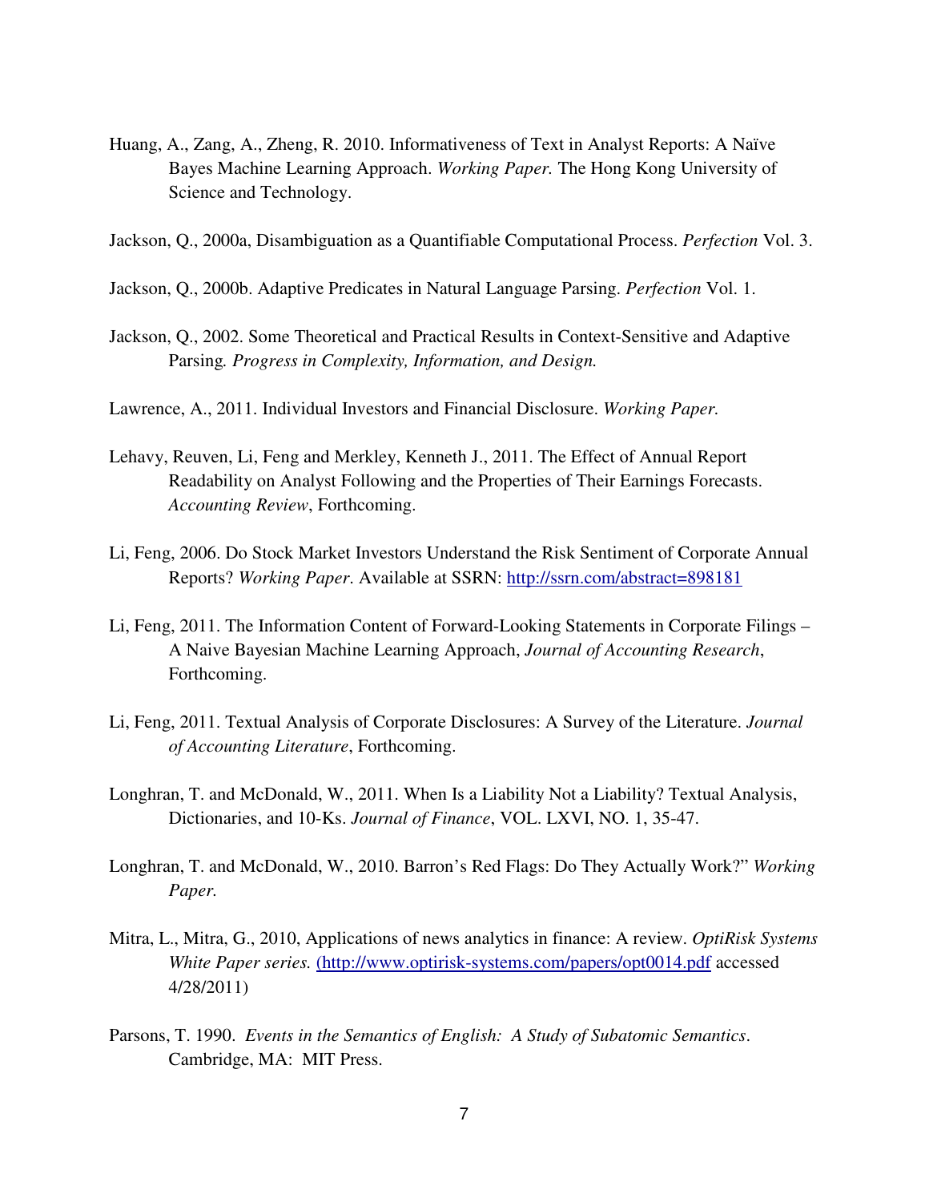Huang, A., Zang, A., Zheng, R. 2010. Informativeness of Text in Analyst Reports: A Naïve Bayes Machine Learning Approach. *Working Paper.* The Hong Kong University of Science and Technology.

Jackson, Q., 2000a, Disambiguation as a Quantifiable Computational Process. *Perfection* Vol. 3.

Jackson, Q., 2000b. Adaptive Predicates in Natural Language Parsing. *Perfection* Vol. 1.

Jackson, Q., 2002. Some Theoretical and Practical Results in Context-Sensitive and Adaptive Parsing*. Progress in Complexity, Information, and Design.*

Lawrence, A., 2011. Individual Investors and Financial Disclosure. *Working Paper.*

Lehavy, Reuven, Li, Feng and Merkley, Kenneth J., 2011. The Effect of Annual Report Readability on Analyst Following and the Properties of Their Earnings Forecasts. *Accounting Review*, Forthcoming.

Li, Feng, 2006. Do Stock Market Investors Understand the Risk Sentiment of Corporate Annual Reports? *Working Paper*. Available at SSRN: http://ssrn.com/abstract=898181

Li, Feng, 2011. The Information Content of Forward-Looking Statements in Corporate Filings – A Naive Bayesian Machine Learning Approach, *Journal of Accounting Research*, Forthcoming.

Li, Feng, 2011. Textual Analysis of Corporate Disclosures: A Survey of the Literature. *Journal of Accounting Literature*, Forthcoming.

Longhran, T. and McDonald, W., 2011. When Is a Liability Not a Liability? Textual Analysis, Dictionaries, and 10-Ks. *Journal of Finance*, VOL. LXVI, NO. 1, 35-47.

Longhran, T. and McDonald, W., 2010. Barron's Red Flags: Do They Actually Work?" *Working Paper.*

Mitra, L., Mitra, G., 2010, Applications of news analytics in finance: A review. *OptiRisk Systems White Paper series.* (http://www.optirisk-systems.com/papers/opt0014.pdf accessed 4/28/2011)

Parsons, T. 1990. *Events in the Semantics of English: A Study of Subatomic Semantics*. Cambridge, MA: MIT Press.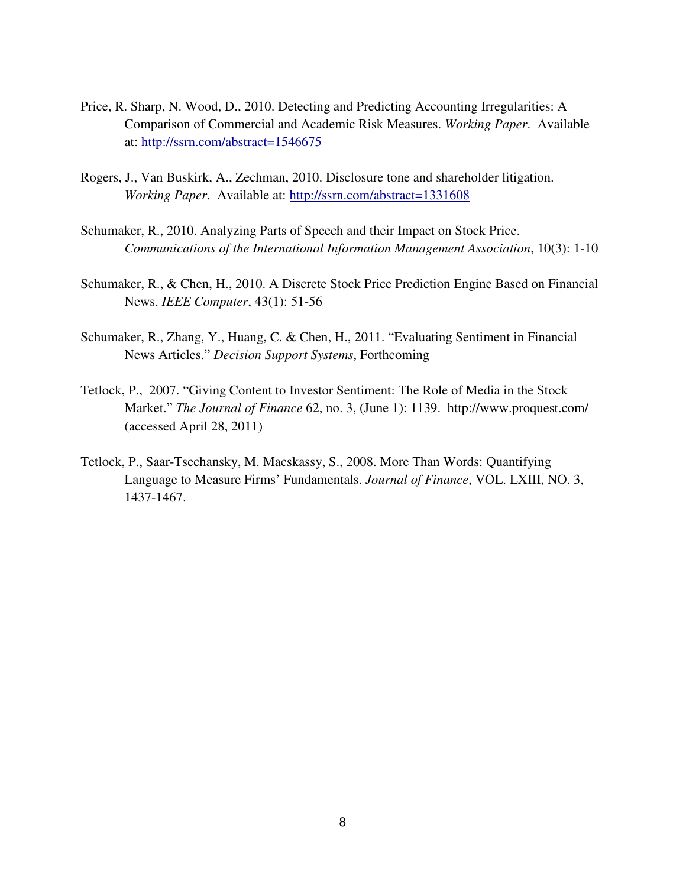Price, R. Sharp, N. Wood, D., 2010. Detecting and Predicting Accounting Irregularities: A Comparison of Commercial and Academic Risk Measures. *Working Paper*. Available at: http://ssrn.com/abstract=1546675

Rogers, J., Van Buskirk, A., Zechman, 2010. Disclosure tone and shareholder litigation. *Working Paper*. Available at: http://ssrn.com/abstract=1331608

Schumaker, R., 2010. Analyzing Parts of Speech and their Impact on Stock Price. *Communications of the International Information Management Association*, 10(3): 1-10

Schumaker, R., & Chen, H., 2010. A Discrete Stock Price Prediction Engine Based on Financial News. *IEEE Computer*, 43(1): 51-56

Schumaker, R., Zhang, Y., Huang, C. & Chen, H., 2011. "Evaluating Sentiment in Financial News Articles." *Decision Support Systems*, Forthcoming

Tetlock, P., 2007. "Giving Content to Investor Sentiment: The Role of Media in the Stock Market." *The Journal of Finance* 62, no. 3, (June 1): 1139. http://www.proquest.com/ (accessed April 28, 2011)

Tetlock, P., Saar-Tsechansky, M. Macskassy, S., 2008. More Than Words: Quantifying Language to Measure Firms' Fundamentals. *Journal of Finance*, VOL. LXIII, NO. 3, 1437-1467.